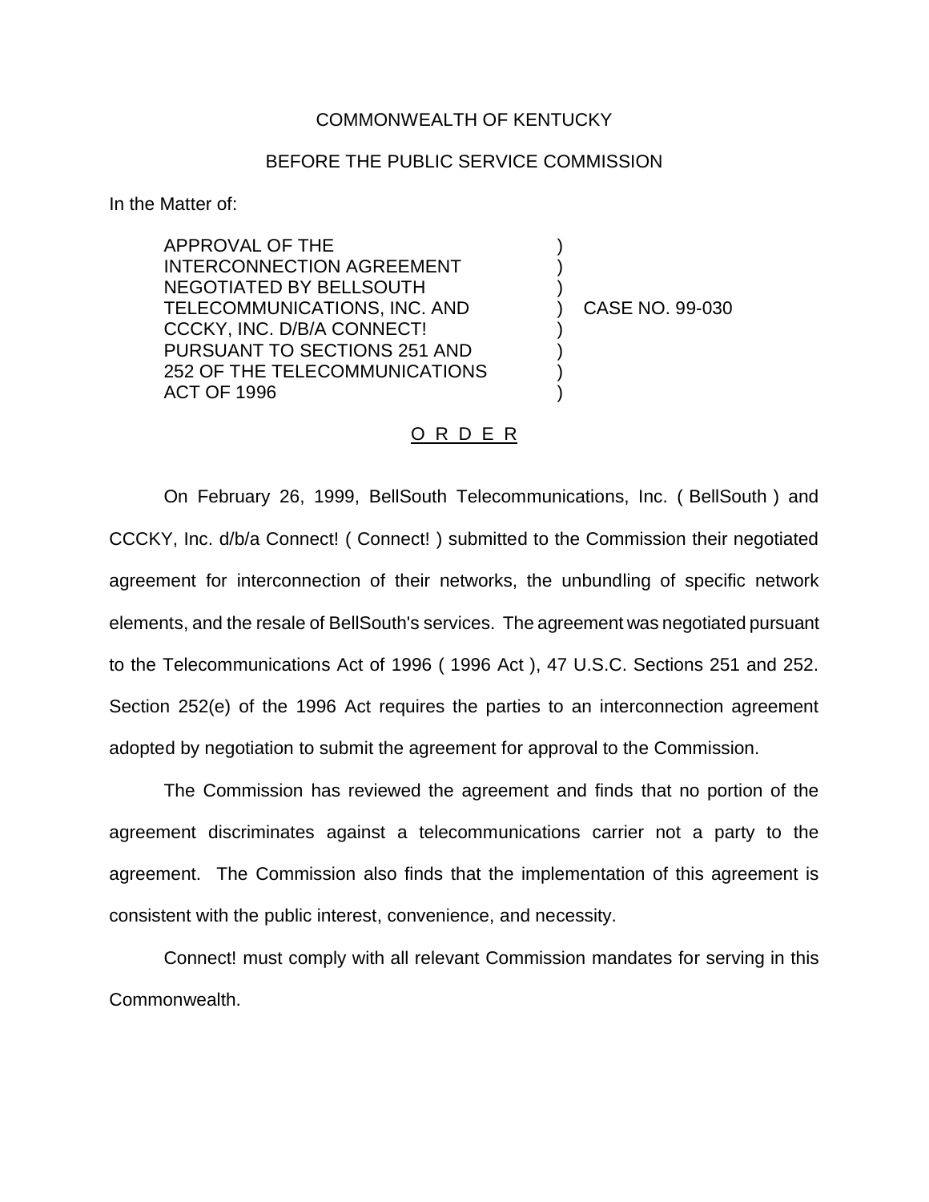COMMONWEALTH OF KENTUCKY

BEFORE THE PUBLIC SERVICE COMMISSION

In the Matter of:

APPROVAL OF THE INTERCONNECTION AGREEMENT NEGOTIATED BY BELLSOUTH TELECOMMUNICATIONS, INC. AND CCCKY, INC. D/B/A CONNECT! PURSUANT TO SECTIONS 251 AND 252 OF THE TELECOMMUNICATIONS ACT OF 1996 ) CASE NO. 99-030

O R D E R

On February 26, 1999, BellSouth Telecommunications, Inc. ( BellSouth ) and CCCKY, Inc. d/b/a Connect! ( Connect! ) submitted to the Commission their negotiated agreement for interconnection of their networks, the unbundling of specific network elements, and the resale of BellSouth's services. The agreement was negotiated pursuant to the Telecommunications Act of 1996 ( 1996 Act ), 47 U.S.C. Sections 251 and 252. Section 252(e) of the 1996 Act requires the parties to an interconnection agreement adopted by negotiation to submit the agreement for approval to the Commission.

The Commission has reviewed the agreement and finds that no portion of the agreement discriminates against a telecommunications carrier not a party to the agreement. The Commission also finds that the implementation of this agreement is consistent with the public interest, convenience, and necessity.

Connect! must comply with all relevant Commission mandates for serving in this Commonwealth.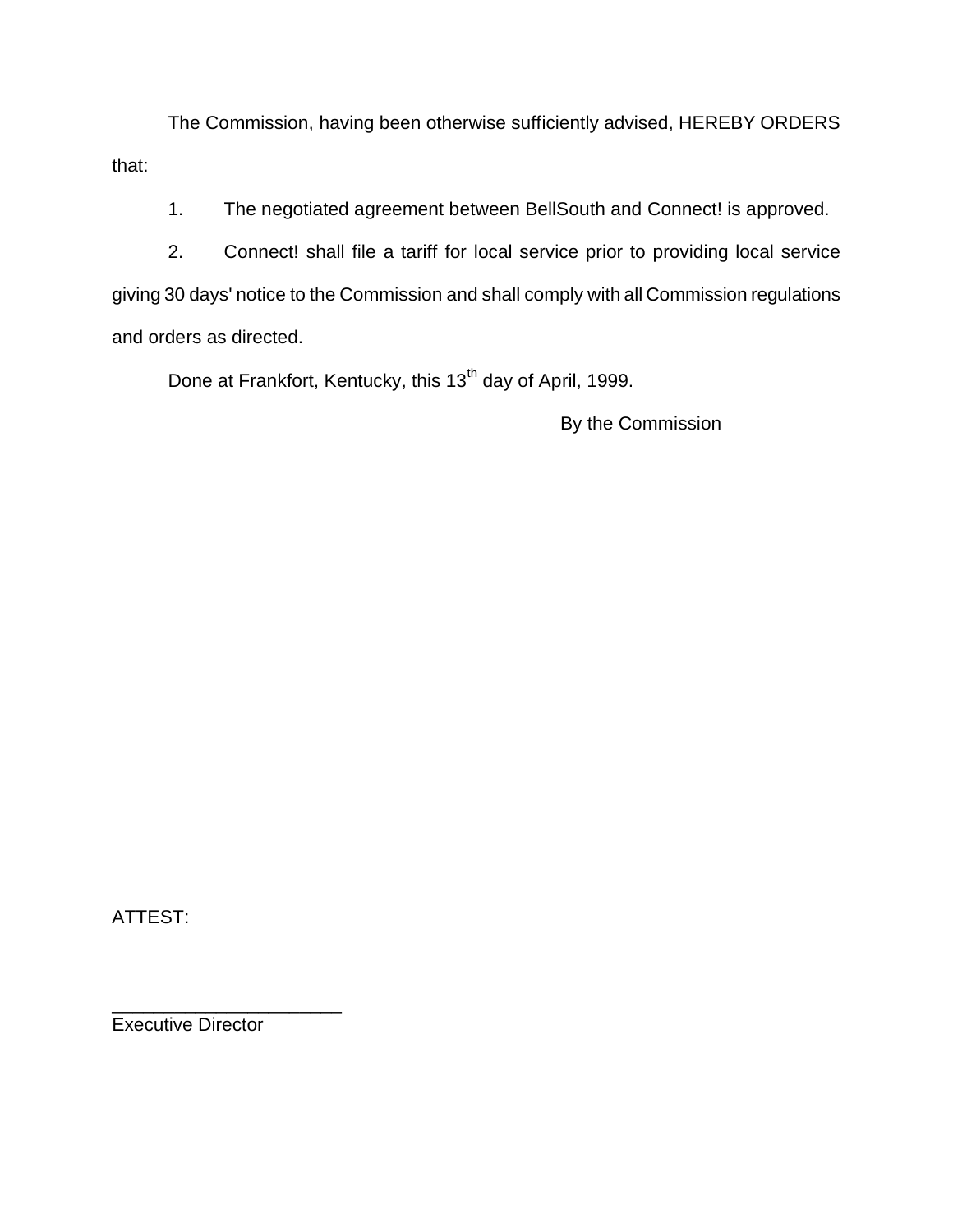The Commission, having been otherwise sufficiently advised, HEREBY ORDERS that:

1. The negotiated agreement between BellSouth and Connect! is approved.

2. Connect! shall file a tariff for local service prior to providing local service giving 30 days' notice to the Commission and shall comply with all Commission regulations and orders as directed.

Done at Frankfort, Kentucky, this 13th day of April, 1999.

By the Commission

ATTEST:

______________________
Executive Director